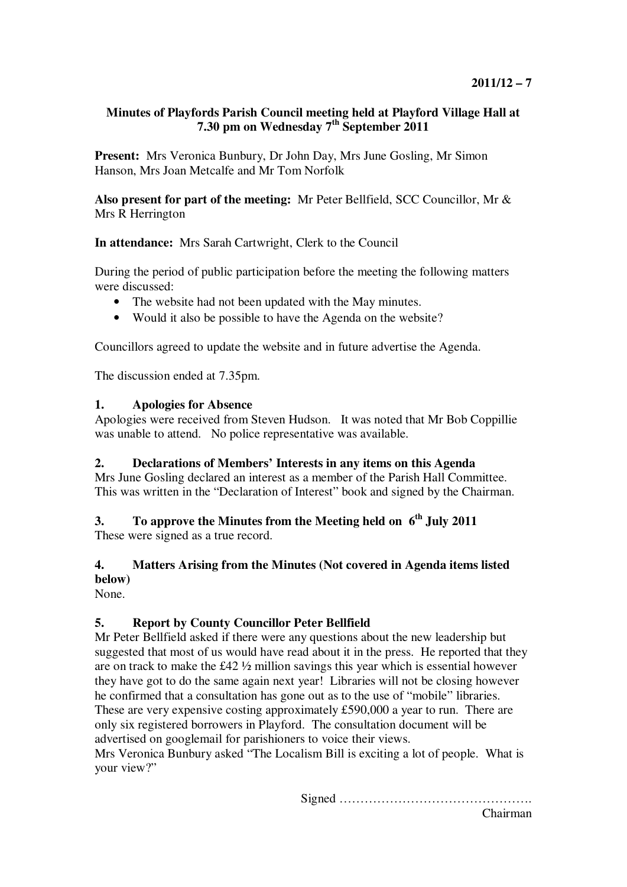**2011/12 – 7**

# Minutes of Playfords Parish Council meeting held at Playford Village Hall at 7.30 pm on Wednesday 7th September 2011

**Present:** Mrs Veronica Bunbury, Dr John Day, Mrs June Gosling, Mr Simon Hanson, Mrs Joan Metcalfe and Mr Tom Norfolk

**Also present for part of the meeting:** Mr Peter Bellfield, SCC Councillor, Mr & Mrs R Herrington

**In attendance:** Mrs Sarah Cartwright, Clerk to the Council

During the period of public participation before the meeting the following matters were discussed:

- The website had not been updated with the May minutes.
- Would it also be possible to have the Agenda on the website?

Councillors agreed to update the website and in future advertise the Agenda.

The discussion ended at 7.35pm.

## 1. Apologies for Absence

Apologies were received from Steven Hudson. It was noted that Mr Bob Coppillie was unable to attend. No police representative was available.

## 2. Declarations of Members' Interests in any items on this Agenda

Mrs June Gosling declared an interest as a member of the Parish Hall Committee. This was written in the "Declaration of Interest" book and signed by the Chairman.

## 3. To approve the Minutes from the Meeting held on 6th July 2011

These were signed as a true record.

## 4. Matters Arising from the Minutes (Not covered in Agenda items listed below)

None.

## 5. Report by County Councillor Peter Bellfield

Mr Peter Bellfield asked if there were any questions about the new leadership but suggested that most of us would have read about it in the press. He reported that they are on track to make the £42 ½ million savings this year which is essential however they have got to do the same again next year! Libraries will not be closing however he confirmed that a consultation has gone out as to the use of "mobile" libraries. These are very expensive costing approximately £590,000 a year to run. There are only six registered borrowers in Playford. The consultation document will be advertised on googlemail for parishioners to voice their views.

Mrs Veronica Bunbury asked "The Localism Bill is exciting a lot of people. What is your view?"

Signed ……………………………………….
Chairman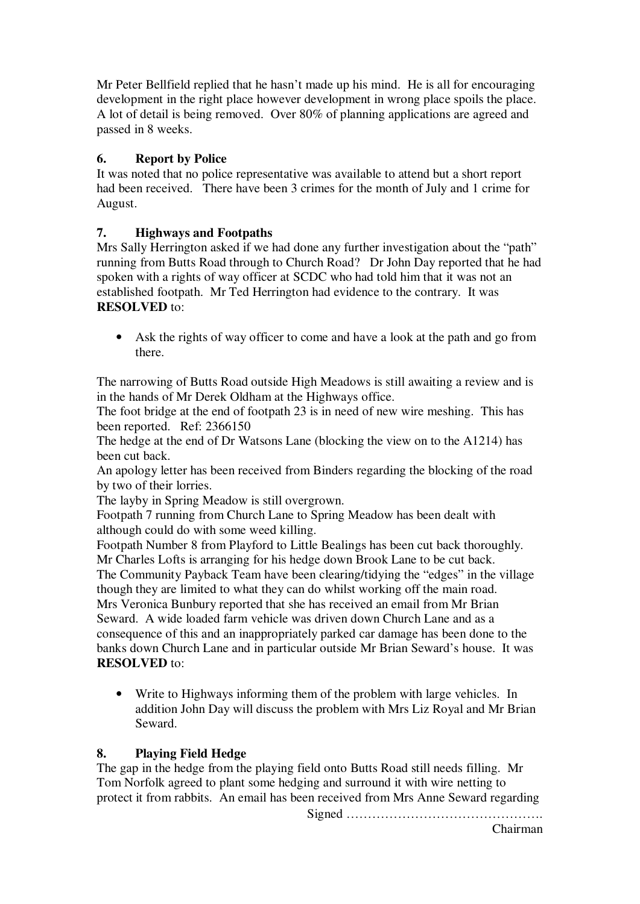Mr Peter Bellfield replied that he hasn't made up his mind. He is all for encouraging development in the right place however development in wrong place spoils the place. A lot of detail is being removed. Over 80% of planning applications are agreed and passed in 8 weeks.

**6. Report by Police**

It was noted that no police representative was available to attend but a short report had been received. There have been 3 crimes for the month of July and 1 crime for August.

**7. Highways and Footpaths**

Mrs Sally Herrington asked if we had done any further investigation about the "path" running from Butts Road through to Church Road? Dr John Day reported that he had spoken with a rights of way officer at SCDC who had told him that it was not an established footpath. Mr Ted Herrington had evidence to the contrary. It was **RESOLVED** to:

- Ask the rights of way officer to come and have a look at the path and go from there.

The narrowing of Butts Road outside High Meadows is still awaiting a review and is in the hands of Mr Derek Oldham at the Highways office.
The foot bridge at the end of footpath 23 is in need of new wire meshing. This has been reported. Ref: 2366150
The hedge at the end of Dr Watsons Lane (blocking the view on to the A1214) has been cut back.
An apology letter has been received from Binders regarding the blocking of the road by two of their lorries.
The layby in Spring Meadow is still overgrown.
Footpath 7 running from Church Lane to Spring Meadow has been dealt with although could do with some weed killing.
Footpath Number 8 from Playford to Little Bealings has been cut back thoroughly.
Mr Charles Lofts is arranging for his hedge down Brook Lane to be cut back.
The Community Payback Team have been clearing/tidying the "edges" in the village though they are limited to what they can do whilst working off the main road.
Mrs Veronica Bunbury reported that she has received an email from Mr Brian Seward. A wide loaded farm vehicle was driven down Church Lane and as a consequence of this and an inappropriately parked car damage has been done to the banks down Church Lane and in particular outside Mr Brian Seward's house. It was **RESOLVED** to:

- Write to Highways informing them of the problem with large vehicles. In addition John Day will discuss the problem with Mrs Liz Royal and Mr Brian Seward.

**8. Playing Field Hedge**

The gap in the hedge from the playing field onto Butts Road still needs filling. Mr Tom Norfolk agreed to plant some hedging and surround it with wire netting to protect it from rabbits. An email has been received from Mrs Anne Seward regarding

Signed ……………………………………….
Chairman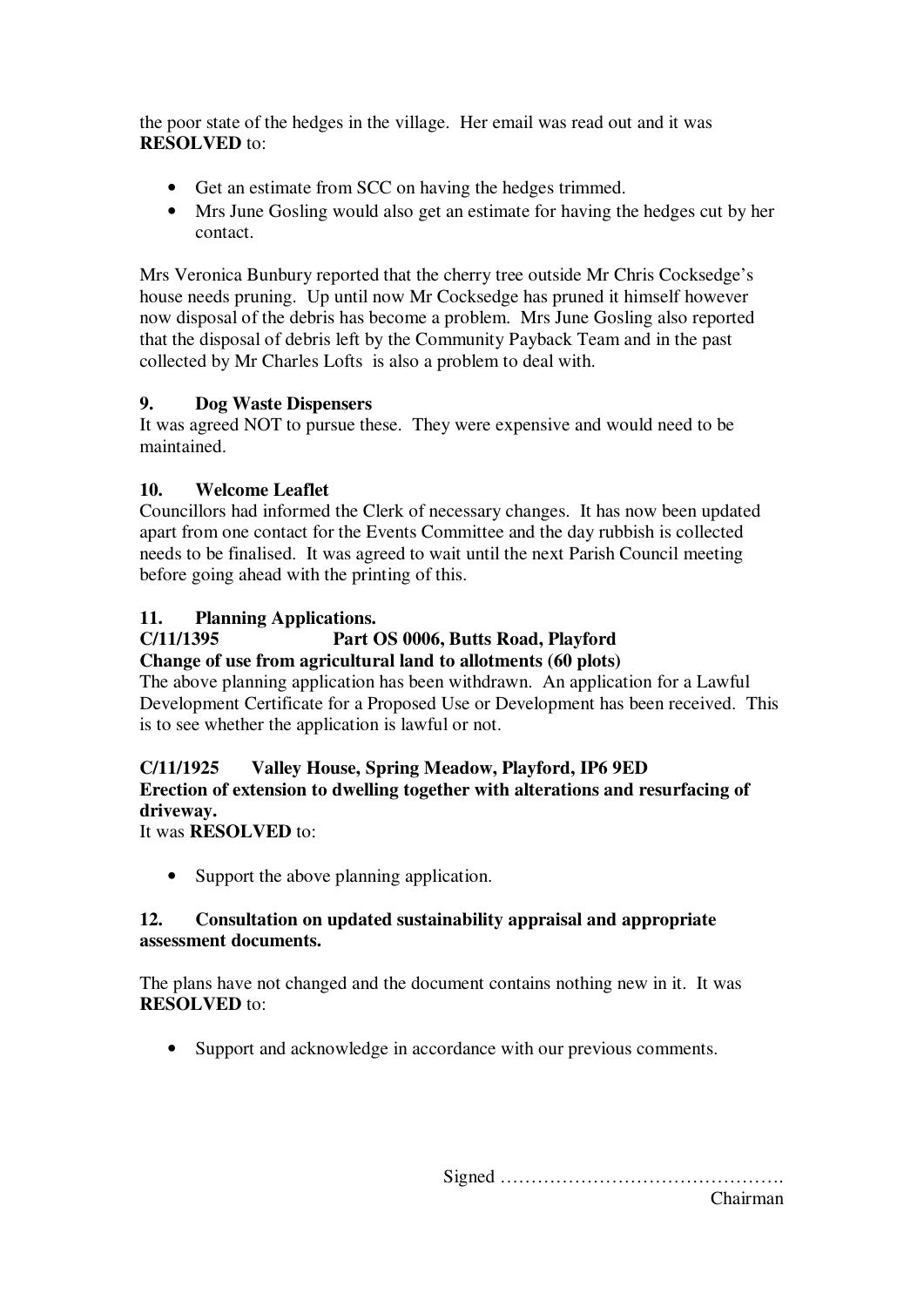the poor state of the hedges in the village. Her email was read out and it was **RESOLVED** to:

- Get an estimate from SCC on having the hedges trimmed.
- Mrs June Gosling would also get an estimate for having the hedges cut by her contact.

Mrs Veronica Bunbury reported that the cherry tree outside Mr Chris Cocksedge's house needs pruning. Up until now Mr Cocksedge has pruned it himself however now disposal of the debris has become a problem. Mrs June Gosling also reported that the disposal of debris left by the Community Payback Team and in the past collected by Mr Charles Lofts is also a problem to deal with.

**9. Dog Waste Dispensers**

It was agreed NOT to pursue these. They were expensive and would need to be maintained.

**10. Welcome Leaflet**

Councillors had informed the Clerk of necessary changes. It has now been updated apart from one contact for the Events Committee and the day rubbish is collected needs to be finalised. It was agreed to wait until the next Parish Council meeting before going ahead with the printing of this.

**11. Planning Applications.**

**C/11/1395 Part OS 0006, Butts Road, Playford**

**Change of use from agricultural land to allotments (60 plots)**

The above planning application has been withdrawn. An application for a Lawful Development Certificate for a Proposed Use or Development has been received. This is to see whether the application is lawful or not.

**C/11/1925 Valley House, Spring Meadow, Playford, IP6 9ED**

**Erection of extension to dwelling together with alterations and resurfacing of driveway.**

It was **RESOLVED** to:

- Support the above planning application.

**12. Consultation on updated sustainability appraisal and appropriate assessment documents.**

The plans have not changed and the document contains nothing new in it. It was **RESOLVED** to:

- Support and acknowledge in accordance with our previous comments.

Signed ……………………………………….

Chairman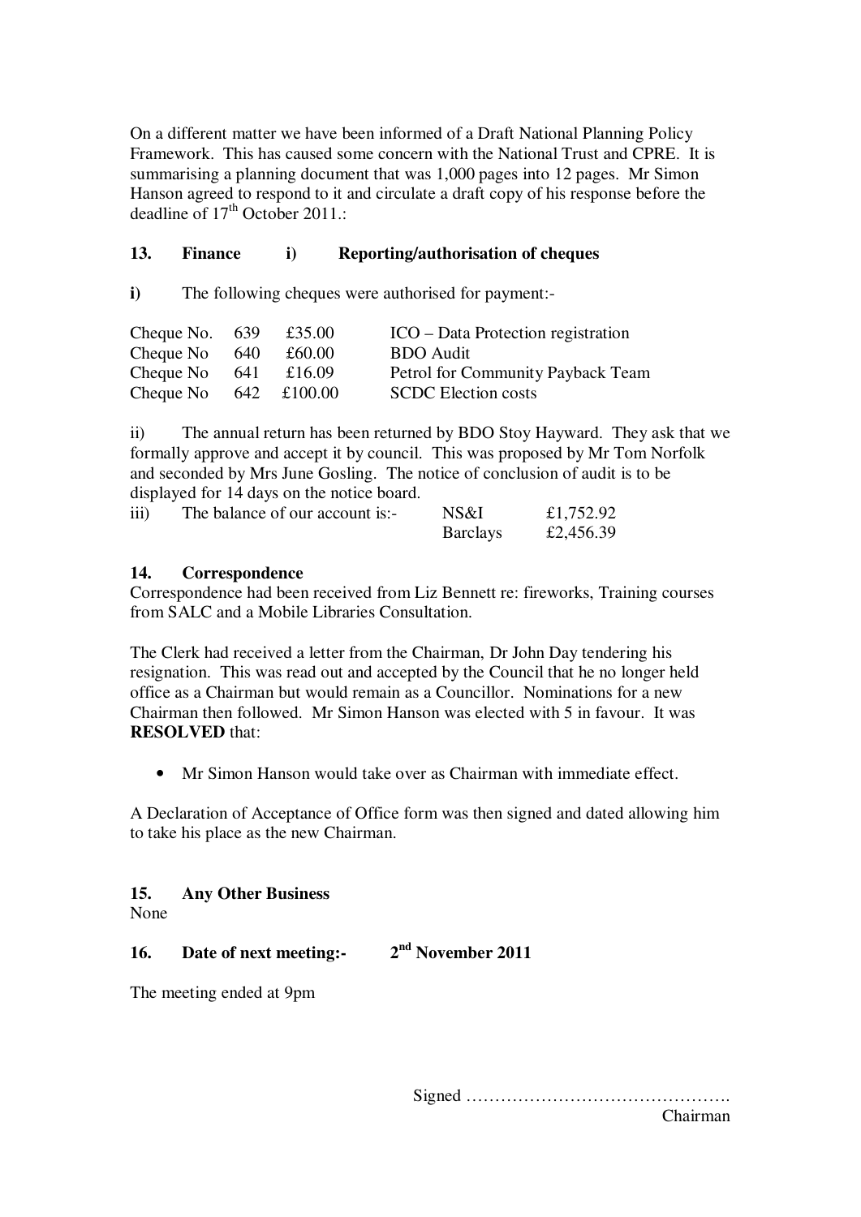On a different matter we have been informed of a Draft National Planning Policy Framework. This has caused some concern with the National Trust and CPRE. It is summarising a planning document that was 1,000 pages into 12 pages. Mr Simon Hanson agreed to respond to it and circulate a draft copy of his response before the deadline of 17th October 2011.:

**13. Finance i) Reporting/authorisation of cheques**

**i)** The following cheques were authorised for payment:-

| | | | |
|---|---|---|---|
| Cheque No. | 639 | £35.00 | ICO – Data Protection registration |
| Cheque No | 640 | £60.00 | BDO Audit |
| Cheque No | 641 | £16.09 | Petrol for Community Payback Team |
| Cheque No | 642 | £100.00 | SCDC Election costs |

ii) The annual return has been returned by BDO Stoy Hayward. They ask that we formally approve and accept it by council. This was proposed by Mr Tom Norfolk and seconded by Mrs June Gosling. The notice of conclusion of audit is to be displayed for 14 days on the notice board.

| | | |
|---|---|---|
| iii) The balance of our account is:- | NS&I | £1,752.92 |
| | Barclays | £2,456.39 |

**14. Correspondence**

Correspondence had been received from Liz Bennett re: fireworks, Training courses from SALC and a Mobile Libraries Consultation.

The Clerk had received a letter from the Chairman, Dr John Day tendering his resignation. This was read out and accepted by the Council that he no longer held office as a Chairman but would remain as a Councillor. Nominations for a new Chairman then followed. Mr Simon Hanson was elected with 5 in favour. It was **RESOLVED** that:

- Mr Simon Hanson would take over as Chairman with immediate effect.

A Declaration of Acceptance of Office form was then signed and dated allowing him to take his place as the new Chairman.

**15. Any Other Business**

None

**16. Date of next meeting:- 2nd November 2011**

The meeting ended at 9pm

Signed ……………………………………….

Chairman